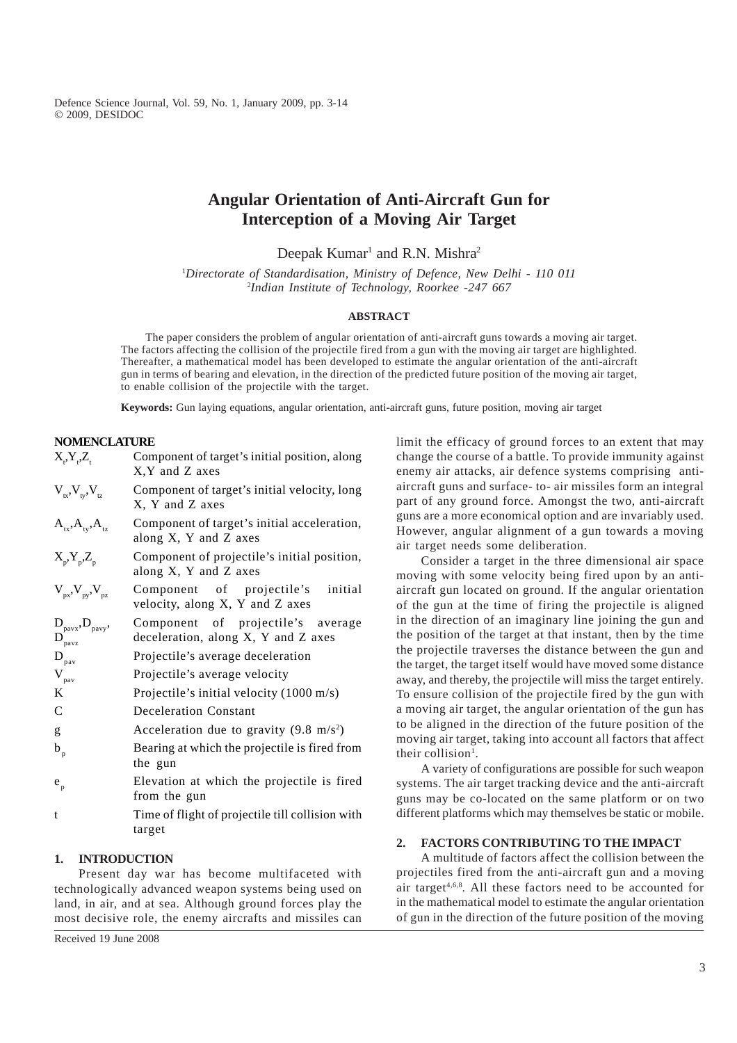# Angular Orientation of Anti-Aircraft Gun for Interception of a Moving Air Target

Deepak Kumar[1] and R.N. Mishra[2]

[1]*Directorate of Standardisation, Ministry of Defence, New Delhi - 110 011*
[2]*Indian Institute of Technology, Roorkee -247 667*

## ABSTRACT

The paper considers the problem of angular orientation of anti-aircraft guns towards a moving air target. The factors affecting the collision of the projectile fired from a gun with the moving air target are highlighted. Thereafter, a mathematical model has been developed to estimate the angular orientation of the anti-aircraft gun in terms of bearing and elevation, in the direction of the predicted future position of the moving air target, to enable collision of the projectile with the target.

**Keywords:** Gun laying equations, angular orientation, anti-aircraft guns, future position, moving air target

## NOMENCLATURE

| | |
|---|---|
| $X_t, Y_t, Z_t$ | Component of target's initial position, along X,Y and Z axes |
| $V_{tx}, V_{ty}, V_{tz}$ | Component of target's initial velocity, long X, Y and Z axes |
| $A_{tx}, A_{ty}, A_{tz}$ | Component of target's initial acceleration, along X, Y and Z axes |
| $X_p, Y_p, Z_p$ | Component of projectile's initial position, along X, Y and Z axes |
| $V_{px}, V_{py}, V_{pz}$ | Component of projectile's initial velocity, along X, Y and Z axes |
| $D_{pavx}, D_{pavy}, D_{pavz}$ | Component of projectile's average deceleration, along X, Y and Z axes |
| $D_{pav}$ | Projectile's average deceleration |
| $V_{pav}$ | Projectile's average velocity |
| K | Projectile's initial velocity (1000 m/s) |
| C | Deceleration Constant |
| g | Acceleration due to gravity (9.8 $m/s^2$) |
| $b_p$ | Bearing at which the projectile is fired from the gun |
| $e_p$ | Elevation at which the projectile is fired from the gun |
| t | Time of flight of projectile till collision with target |

## 1. INTRODUCTION

Present day war has become multifaceted with technologically advanced weapon systems being used on land, in air, and at sea. Although ground forces play the most decisive role, the enemy aircrafts and missiles can limit the efficacy of ground forces to an extent that may change the course of a battle. To provide immunity against enemy air attacks, air defence systems comprising anti-aircraft guns and surface- to- air missiles form an integral part of any ground force. Amongst the two, anti-aircraft guns are a more economical option and are invariably used. However, angular alignment of a gun towards a moving air target needs some deliberation.

Consider a target in the three dimensional air space moving with some velocity being fired upon by an anti-aircraft gun located on ground. If the angular orientation of the gun at the time of firing the projectile is aligned in the direction of an imaginary line joining the gun and the position of the target at that instant, then by the time the projectile traverses the distance between the gun and the target, the target itself would have moved some distance away, and thereby, the projectile will miss the target entirely. To ensure collision of the projectile fired by the gun with a moving air target, the angular orientation of the gun has to be aligned in the direction of the future position of the moving air target, taking into account all factors that affect their collision[1].

A variety of configurations are possible for such weapon systems. The air target tracking device and the anti-aircraft guns may be co-located on the same platform or on two different platforms which may themselves be static or mobile.

## 2. FACTORS CONTRIBUTING TO THE IMPACT

A multitude of factors affect the collision between the projectiles fired from the anti-aircraft gun and a moving air target[4,6,8]. All these factors need to be accounted for in the mathematical model to estimate the angular orientation of gun in the direction of the future position of the moving

Received 19 June 2008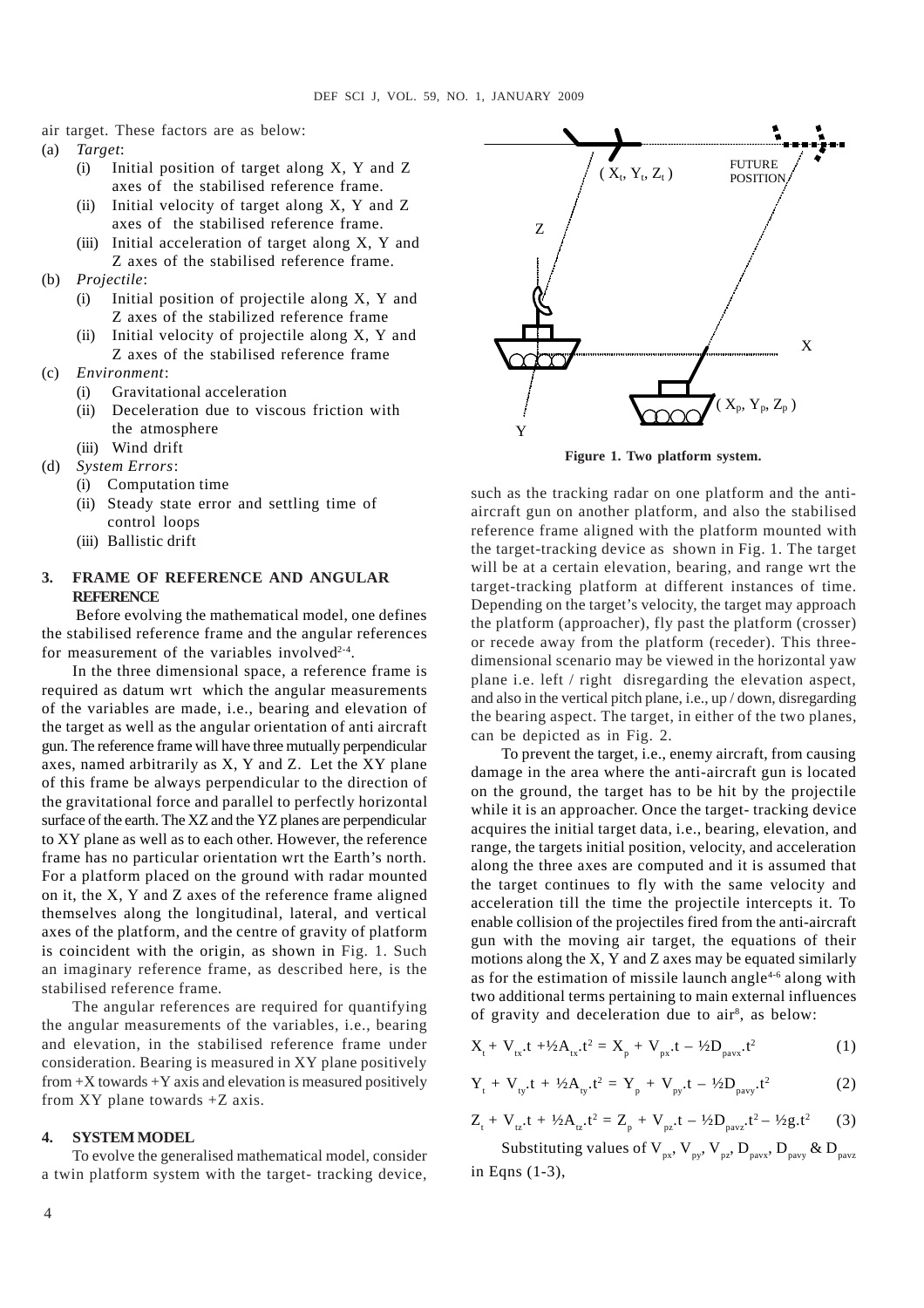air target. These factors are as below:

(a) *Target*:
   - (i) Initial position of target along X, Y and Z axes of the stabilised reference frame.
   - (ii) Initial velocity of target along X, Y and Z axes of the stabilised reference frame.
   - (iii) Initial acceleration of target along X, Y and Z axes of the stabilised reference frame.

(b) *Projectile*:
   - (i) Initial position of projectile along X, Y and Z axes of the stabilized reference frame
   - (ii) Initial velocity of projectile along X, Y and Z axes of the stabilised reference frame

(c) *Environment*:
   - (i) Gravitational acceleration
   - (ii) Deceleration due to viscous friction with the atmosphere
   - (iii) Wind drift

(d) *System Errors*:
   - (i) Computation time
   - (ii) Steady state error and settling time of control loops
   - (iii) Ballistic drift

## 3. FRAME OF REFERENCE AND ANGULAR REFERENCE

Before evolving the mathematical model, one defines the stabilised reference frame and the angular references for measurement of the variables involved[2-4].

In the three dimensional space, a reference frame is required as datum wrt which the angular measurements of the variables are made, i.e., bearing and elevation of the target as well as the angular orientation of anti aircraft gun. The reference frame will have three mutually perpendicular axes, named arbitrarily as X, Y and Z. Let the XY plane of this frame be always perpendicular to the direction of the gravitational force and parallel to perfectly horizontal surface of the earth. The XZ and the YZ planes are perpendicular to XY plane as well as to each other. However, the reference frame has no particular orientation wrt the Earth's north. For a platform placed on the ground with radar mounted on it, the X, Y and Z axes of the reference frame aligned themselves along the longitudinal, lateral, and vertical axes of the platform, and the centre of gravity of platform is coincident with the origin, as shown in Fig. 1. Such an imaginary reference frame, as described here, is the stabilised reference frame.

The angular references are required for quantifying the angular measurements of the variables, i.e., bearing and elevation, in the stabilised reference frame under consideration. Bearing is measured in XY plane positively from +X towards +Y axis and elevation is measured positively from XY plane towards +Z axis.

## 4. SYSTEM MODEL

To evolve the generalised mathematical model, consider a twin platform system with the target- tracking device, such as the tracking radar on one platform and the anti-aircraft gun on another platform, and also the stabilised reference frame aligned with the platform mounted with the target-tracking device as shown in Fig. 1. The target will be at a certain elevation, bearing, and range wrt the target-tracking platform at different instances of time. Depending on the target's velocity, the target may approach the platform (approacher), fly past the platform (crosser) or recede away from the platform (receder). This three-dimensional scenario may be viewed in the horizontal yaw plane i.e. left / right disregarding the elevation aspect, and also in the vertical pitch plane, i.e., up / down, disregarding the bearing aspect. The target, in either of the two planes, can be depicted as in Fig. 2.

**Figure 1. Two platform system.**

To prevent the target, i.e., enemy aircraft, from causing damage in the area where the anti-aircraft gun is located on the ground, the target has to be hit by the projectile while it is an approacher. Once the target- tracking device acquires the initial target data, i.e., bearing, elevation, and range, the targets initial position, velocity, and acceleration along the three axes are computed and it is assumed that the target continues to fly with the same velocity and acceleration till the time the projectile intercepts it. To enable collision of the projectiles fired from the anti-aircraft gun with the moving air target, the equations of their motions along the X, Y and Z axes may be equated similarly as for the estimation of missile launch angle[4-6] along with two additional terms pertaining to main external influences of gravity and deceleration due to air[8], as below:

$$X_t + V_{tx}.t + ½A_{tx}.t^2 = X_p + V_{px}.t - ½D_{pavx}.t^2 \quad (1)$$

$$Y_t + V_{ty}.t + ½A_{ty}.t^2 = Y_p + V_{py}.t - ½D_{pavy}.t^2 \quad (2)$$

$$Z_t + V_{tz}.t + ½A_{tz}.t^2 = Z_p + V_{pz}.t - ½D_{pavz}.t^2 - ½g.t^2 \quad (3)$$

Substituting values of $V_{px}$, $V_{py}$, $V_{pz}$, $D_{pavx}$, $D_{pavy}$ & $D_{pavz}$ in Eqns (1-3),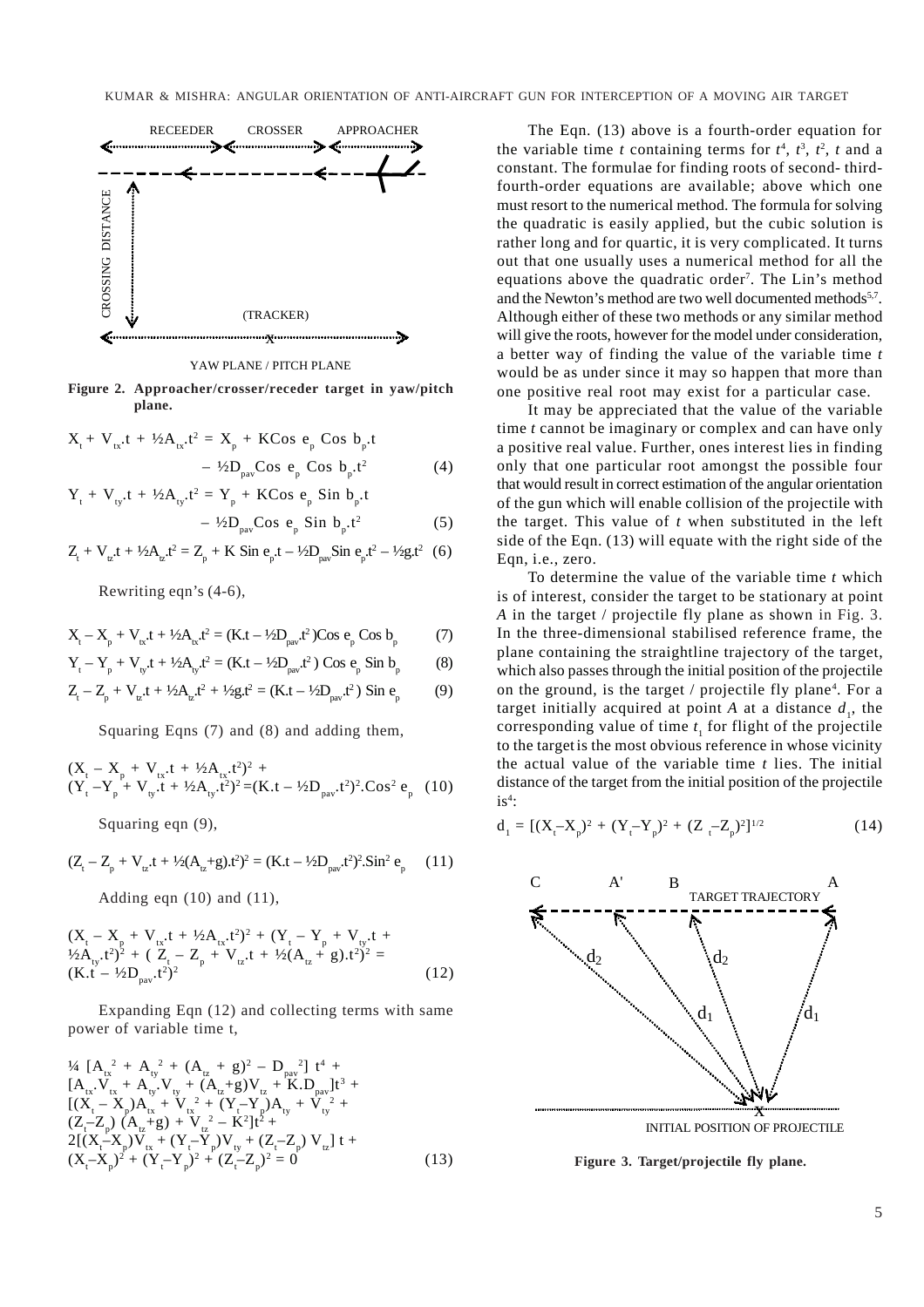RECEEDER CROSSER APPROACHER

CROSSING DISTANCE

(TRACKER)

YAW PLANE / PITCH PLANE

**Figure 2. Approacher/crosser/receder target in yaw/pitch plane.**

$$X_t + V_{tx}.t + \tfrac{1}{2}A_{tx}.t^2 = X_p + K\cos e_p \cos b_p.t - \tfrac{1}{2}D_{pav}\cos e_p \cos b_p.t^2 \quad (4)$$

$$Y_t + V_{ty}.t + \tfrac{1}{2}A_{ty}.t^2 = Y_p + K\cos e_p \sin b_p.t - \tfrac{1}{2}D_{pav}\cos e_p \sin b_p.t^2 \quad (5)$$

$$Z_t + V_{tz}.t + \tfrac{1}{2}A_{tz}.t^2 = Z_p + K \sin e_p.t - \tfrac{1}{2}D_{pav}\sin e_p.t^2 - \tfrac{1}{2}g.t^2 \quad (6)$$

Rewriting eqn's (4-6),

$$X_t - X_p + V_{tx}.t + \tfrac{1}{2}A_{tx}.t^2 = (K.t - \tfrac{1}{2}D_{pav}.t^2)\cos e_p \cos b_p \quad (7)$$

$$Y_t - Y_p + V_{ty}.t + \tfrac{1}{2}A_{ty}.t^2 = (K.t - \tfrac{1}{2}D_{pav}.t^2)\cos e_p \sin b_p \quad (8)$$

$$Z_t - Z_p + V_{tz}.t + \tfrac{1}{2}A_{tz}.t^2 + \tfrac{1}{2}g.t^2 = (K.t - \tfrac{1}{2}D_{pav}.t^2)\sin e_p \quad (9)$$

Squaring Eqns (7) and (8) and adding them,

$$(X_t - X_p + V_{tx}.t + \tfrac{1}{2}A_{tx}.t^2)^2 + (Y_t - Y_p + V_{ty}.t + \tfrac{1}{2}A_{ty}.t^2)^2 = (K.t - \tfrac{1}{2}D_{pav}.t^2)^2.\cos^2 e_p \quad (10)$$

Squaring eqn (9),

$$(Z_t - Z_p + V_{tz}.t + \tfrac{1}{2}(A_{tz}+g).t^2)^2 = (K.t - \tfrac{1}{2}D_{pav}.t^2)^2.\sin^2 e_p \quad (11)$$

Adding eqn (10) and (11),

$$(X_t - X_p + V_{tx}.t + \tfrac{1}{2}A_{tx}.t^2)^2 + (Y_t - Y_p + V_{ty}.t + \tfrac{1}{2}A_{ty}.t^2)^2 + (Z_t - Z_p + V_{tz}.t + \tfrac{1}{2}(A_{tz} + g).t^2)^2 = (K.t - \tfrac{1}{2}D_{pav}.t^2)^2 \quad (12)$$

Expanding Eqn (12) and collecting terms with same power of variable time t,

$$\tfrac{1}{4}[A_{tx}^2 + A_{ty}^2 + (A_{tz} + g)^2 - D_{pav}^2]\,t^4 + [A_{tx}.V_{tx} + A_{ty}.V_{ty} + (A_{tz}+g)V_{tz} + K.D_{pav}]t^3 + [(X_t - X_p)A_{tx} + V_{tx}^2 + (Y_t-Y_p)A_{ty} + V_{ty}^2 + (Z_t-Z_p)(A_{tz}+g) + V_{tz}^2 - K^2]t^2 + 2[(X_t-X_p)V_{tx} + (Y_t-Y_p)V_{ty} + (Z_t-Z_p)V_{tz}]\,t + (X_t-X_p)^2 + (Y_t-Y_p)^2 + (Z_t-Z_p)^2 = 0 \quad (13)$$

The Eqn. (13) above is a fourth-order equation for the variable time $t$ containing terms for $t^4$, $t^3$, $t^2$, $t$ and a constant. The formulae for finding roots of second- third- fourth-order equations are available; above which one must resort to the numerical method. The formula for solving the quadratic is easily applied, but the cubic solution is rather long and for quartic, it is very complicated. It turns out that one usually uses a numerical method for all the equations above the quadratic order[7]. The Lin's method and the Newton's method are two well documented methods[5,7]. Although either of these two methods or any similar method will give the roots, however for the model under consideration, a better way of finding the value of the variable time $t$ would be as under since it may so happen that more than one positive real root may exist for a particular case.

It may be appreciated that the value of the variable time $t$ cannot be imaginary or complex and can have only a positive real value. Further, ones interest lies in finding only that one particular root amongst the possible four that would result in correct estimation of the angular orientation of the gun which will enable collision of the projectile with the target. This value of $t$ when substituted in the left side of the Eqn. (13) will equate with the right side of the Eqn, i.e., zero.

To determine the value of the variable time $t$ which is of interest, consider the target to be stationary at point $A$ in the target / projectile fly plane as shown in Fig. 3. In the three-dimensional stabilised reference frame, the plane containing the straightline trajectory of the target, which also passes through the initial position of the projectile on the ground, is the target / projectile fly plane[4]. For a target initially acquired at point $A$ at a distance $d_1$, the corresponding value of time $t_1$ for flight of the projectile to the target is the most obvious reference in whose vicinity the actual value of the variable time $t$ lies. The initial distance of the target from the initial position of the projectile is[4]:

$$d_1 = [(X_t - X_p)^2 + (Y_t - Y_p)^2 + (Z_t - Z_p)^2]^{1/2} \quad (14)$$

C A' B A

TARGET TRAJECTORY

$d_2$ $d_2$ $d_1$ $d_1$

INITIAL POSITION OF PROJECTILE

**Figure 3. Target/projectile fly plane.**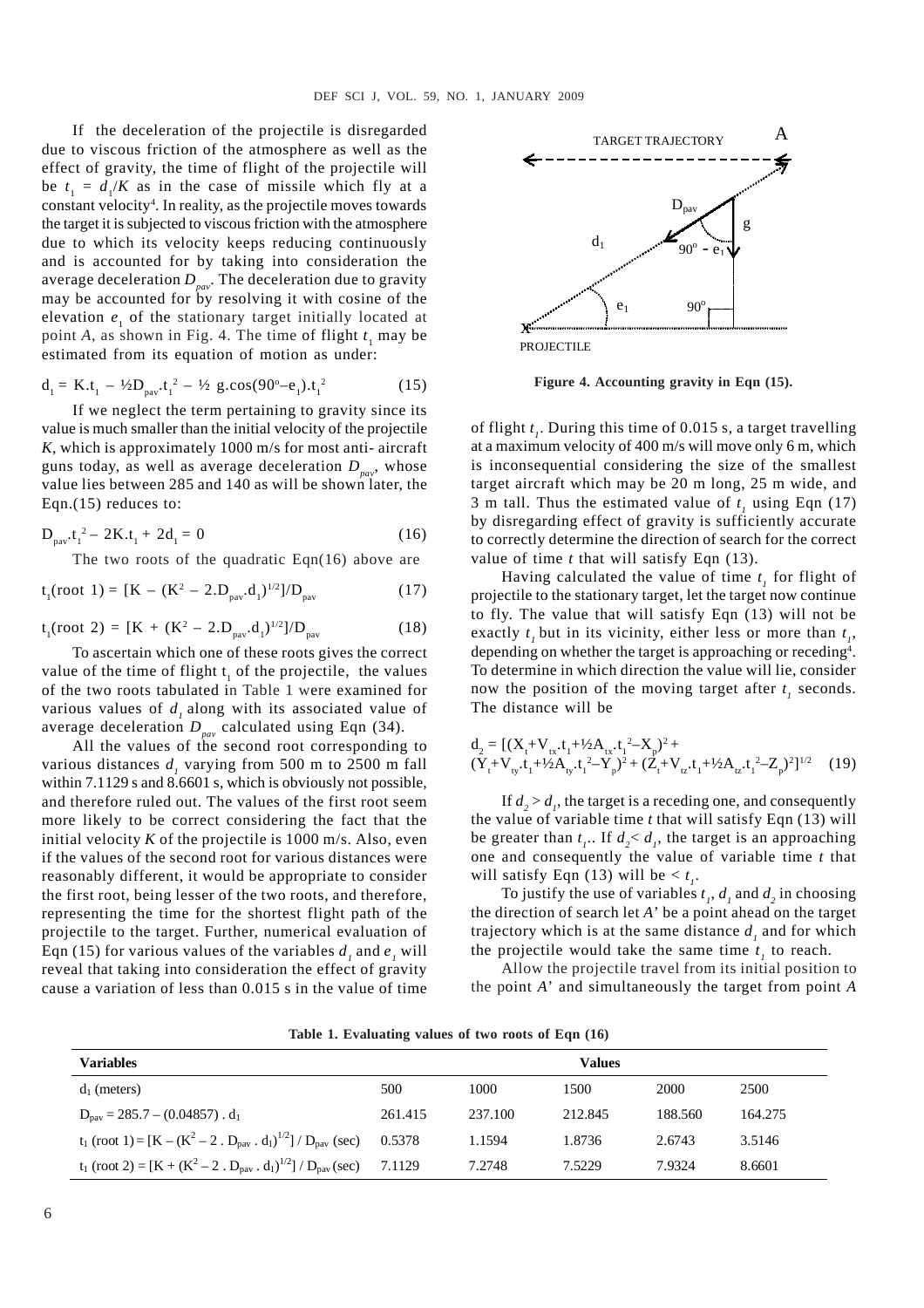If the deceleration of the projectile is disregarded due to viscous friction of the atmosphere as well as the effect of gravity, the time of flight of the projectile will be $t_1 = d_1/K$ as in the case of missile which fly at a constant velocity[4]. In reality, as the projectile moves towards the target it is subjected to viscous friction with the atmosphere due to which its velocity keeps reducing continuously and is accounted for by taking into consideration the average deceleration $D_{pav}$. The deceleration due to gravity may be accounted for by resolving it with cosine of the elevation $e_1$ of the stationary target initially located at point *A*, as shown in Fig. 4. The time of flight $t_1$ may be estimated from its equation of motion as under:

$$d_1 = K.t_1 - ½D_{pav}.t_1^2 - ½\ g.\cos(90^o - e_1).t_1^2 \qquad (15)$$

If we neglect the term pertaining to gravity since its value is much smaller than the initial velocity of the projectile *K*, which is approximately 1000 m/s for most anti- aircraft guns today, as well as average deceleration $D_{pav}$, whose value lies between 285 and 140 as will be shown later, the Eqn.(15) reduces to:

$$D_{pav}.t_1^2 - 2K.t_1 + 2d_1 = 0 \qquad (16)$$

The two roots of the quadratic Eqn(16) above are

$$t_1(\text{root } 1) = [K - (K^2 - 2.D_{pav}.d_1)^{1/2}]/D_{pav} \qquad (17)$$

$$t_1(\text{root } 2) = [K + (K^2 - 2.D_{pav}.d_1)^{1/2}]/D_{pav} \qquad (18)$$

To ascertain which one of these roots gives the correct value of the time of flight $t_1$ of the projectile, the values of the two roots tabulated in Table 1 were examined for various values of $d_1$ along with its associated value of average deceleration $D_{pav}$ calculated using Eqn (34).

All the values of the second root corresponding to various distances $d_1$ varying from 500 m to 2500 m fall within 7.1129 s and 8.6601 s, which is obviously not possible, and therefore ruled out. The values of the first root seem more likely to be correct considering the fact that the initial velocity *K* of the projectile is 1000 m/s. Also, even if the values of the second root for various distances were reasonably different, it would be appropriate to consider the first root, being lesser of the two roots, and therefore, representing the time for the shortest flight path of the projectile to the target. Further, numerical evaluation of Eqn (15) for various values of the variables $d_1$ and $e_1$ will reveal that taking into consideration the effect of gravity cause a variation of less than 0.015 s in the value of time of flight $t_1$. During this time of 0.015 s, a target travelling at a maximum velocity of 400 m/s will move only 6 m, which is inconsequential considering the size of the smallest target aircraft which may be 20 m long, 25 m wide, and 3 m tall. Thus the estimated value of $t_1$ using Eqn (17) by disregarding effect of gravity is sufficiently accurate to correctly determine the direction of search for the correct value of time *t* that will satisfy Eqn (13).

**Figure 4. Accounting gravity in Eqn (15).**

Having calculated the value of time $t_1$ for flight of projectile to the stationary target, let the target now continue to fly. The value that will satisfy Eqn (13) will not be exactly $t_1$ but in its vicinity, either less or more than $t_1$, depending on whether the target is approaching or receding[4]. To determine in which direction the value will lie, consider now the position of the moving target after $t_1$ seconds. The distance will be

$$d_2 = [(X_t + V_{tx}.t_1 + ½A_{tx}.t_1^2 - X_p)^2 + (Y_t + V_{ty}.t_1 + ½A_{ty}.t_1^2 - Y_p)^2 + (Z_t + V_{tz}.t_1 + ½A_{tz}.t_1^2 - Z_p)^2]^{1/2} \qquad (19)$$

If $d_2 > d_1$, the target is a receding one, and consequently the value of variable time *t* that will satisfy Eqn (13) will be greater than $t_1$.. If $d_2 < d_1$, the target is an approaching one and consequently the value of variable time *t* that will satisfy Eqn (13) will be $< t_1$.

To justify the use of variables $t_1$, $d_1$ and $d_2$ in choosing the direction of search let *A*' be a point ahead on the target trajectory which is at the same distance $d_1$ and for which the projectile would take the same time $t_1$ to reach.

Allow the projectile travel from its initial position to the point *A*' and simultaneously the target from point *A*

**Table 1. Evaluating values of two roots of Eqn (16)**

| Variables | Values | | | | |
|---|---|---|---|---|---|
| $d_1$ (meters) | 500 | 1000 | 1500 | 2000 | 2500 |
| $D_{pav} = 285.7 - (0.04857) . d_1$ | 261.415 | 237.100 | 212.845 | 188.560 | 164.275 |
| $t_1$ (root 1) = $[K - (K^2 - 2 . D_{pav} . d_1)^{1/2}] / D_{pav}$ (sec) | 0.5378 | 1.1594 | 1.8736 | 2.6743 | 3.5146 |
| $t_1$ (root 2) = $[K + (K^2 - 2 . D_{pav} . d_1)^{1/2}] / D_{pav}$ (sec) | 7.1129 | 7.2748 | 7.5229 | 7.9324 | 8.6601 |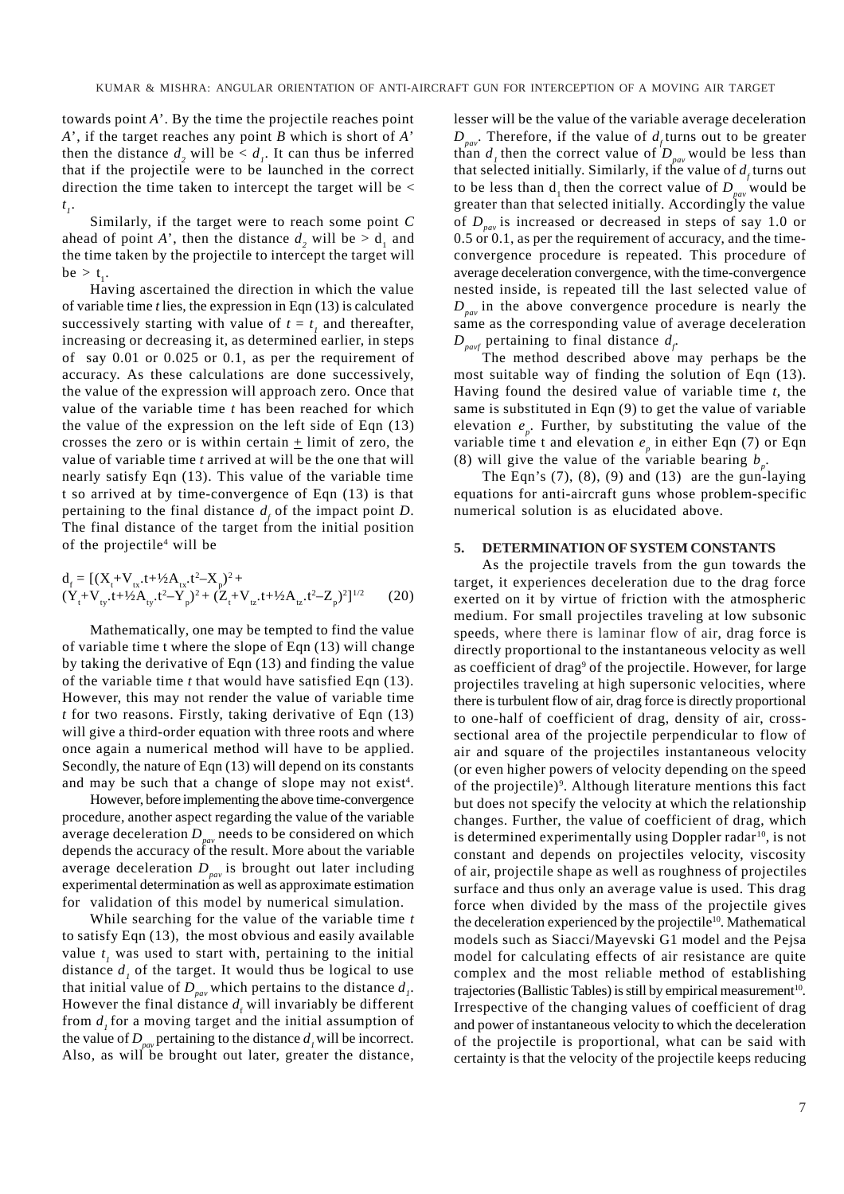towards point *A*'. By the time the projectile reaches point *A*', if the target reaches any point *B* which is short of *A*' then the distance $d_2$ will be $< d_1$. It can thus be inferred that if the projectile were to be launched in the correct direction the time taken to intercept the target will be $< t_1$.

Similarly, if the target were to reach some point *C* ahead of point *A*', then the distance $d_2$ will be $> d_1$ and the time taken by the projectile to intercept the target will be $> t_1$.

Having ascertained the direction in which the value of variable time *t* lies, the expression in Eqn (13) is calculated successively starting with value of $t = t_1$ and thereafter, increasing or decreasing it, as determined earlier, in steps of say 0.01 or 0.025 or 0.1, as per the requirement of accuracy. As these calculations are done successively, the value of the expression will approach zero. Once that value of the variable time *t* has been reached for which the value of the expression on the left side of Eqn (13) crosses the zero or is within certain $\pm$ limit of zero, the value of variable time *t* arrived at will be the one that will nearly satisfy Eqn (13). This value of the variable time t so arrived at by time-convergence of Eqn (13) is that pertaining to the final distance $d_f$ of the impact point *D*. The final distance of the target from the initial position of the projectile[4] will be

$$d_f = [(X_t+V_{tx}.t+½A_{tx}.t^2–X_p)^2 + (Y_t+V_{ty}.t+½A_{ty}.t^2–Y_p)^2 + (Z_t+V_{tz}.t+½A_{tz}.t^2–Z_p)^2]^{1/2} \quad (20)$$

Mathematically, one may be tempted to find the value of variable time t where the slope of Eqn (13) will change by taking the derivative of Eqn (13) and finding the value of the variable time *t* that would have satisfied Eqn (13). However, this may not render the value of variable time *t* for two reasons. Firstly, taking derivative of Eqn (13) will give a third-order equation with three roots and where once again a numerical method will have to be applied. Secondly, the nature of Eqn (13) will depend on its constants and may be such that a change of slope may not exist[4].

However, before implementing the above time-convergence procedure, another aspect regarding the value of the variable average deceleration $D_{pav}$ needs to be considered on which depends the accuracy of the result. More about the variable average deceleration $D_{pav}$ is brought out later including experimental determination as well as approximate estimation for validation of this model by numerical simulation.

While searching for the value of the variable time *t* to satisfy Eqn (13), the most obvious and easily available value $t_1$ was used to start with, pertaining to the initial distance $d_1$ of the target. It would thus be logical to use that initial value of $D_{pav}$ which pertains to the distance $d_1$. However the final distance $d_f$ will invariably be different from $d_1$ for a moving target and the initial assumption of the value of $D_{pav}$ pertaining to the distance $d_1$ will be incorrect. Also, as will be brought out later, greater the distance, lesser will be the value of the variable average deceleration $D_{pav}$. Therefore, if the value of $d_f$ turns out to be greater than $d_1$ then the correct value of $D_{pav}$ would be less than that selected initially. Similarly, if the value of $d_f$ turns out to be less than $d_1$ then the correct value of $D_{pav}$ would be greater than that selected initially. Accordingly the value of $D_{pav}$ is increased or decreased in steps of say 1.0 or 0.5 or 0.1, as per the requirement of accuracy, and the time-convergence procedure is repeated. This procedure of average deceleration convergence, with the time-convergence nested inside, is repeated till the last selected value of $D_{pav}$ in the above convergence procedure is nearly the same as the corresponding value of average deceleration $D_{pavf}$ pertaining to final distance $d_f$.

The method described above may perhaps be the most suitable way of finding the solution of Eqn (13). Having found the desired value of variable time *t*, the same is substituted in Eqn (9) to get the value of variable elevation $e_p$. Further, by substituting the value of the variable time t and elevation $e_p$ in either Eqn (7) or Eqn (8) will give the value of the variable bearing $b_p$.

The Eqn's (7), (8), (9) and (13) are the gun-laying equations for anti-aircraft guns whose problem-specific numerical solution is as elucidated above.

## 5. DETERMINATION OF SYSTEM CONSTANTS

As the projectile travels from the gun towards the target, it experiences deceleration due to the drag force exerted on it by virtue of friction with the atmospheric medium. For small projectiles traveling at low subsonic speeds, where there is laminar flow of air, drag force is directly proportional to the instantaneous velocity as well as coefficient of drag[9] of the projectile. However, for large projectiles traveling at high supersonic velocities, where there is turbulent flow of air, drag force is directly proportional to one-half of coefficient of drag, density of air, cross-sectional area of the projectile perpendicular to flow of air and square of the projectiles instantaneous velocity (or even higher powers of velocity depending on the speed of the projectile)[9]. Although literature mentions this fact but does not specify the velocity at which the relationship changes. Further, the value of coefficient of drag, which is determined experimentally using Doppler radar[10], is not constant and depends on projectiles velocity, viscosity of air, projectile shape as well as roughness of projectiles surface and thus only an average value is used. This drag force when divided by the mass of the projectile gives the deceleration experienced by the projectile[10]. Mathematical models such as Siacci/Mayevski G1 model and the Pejsa model for calculating effects of air resistance are quite complex and the most reliable method of establishing trajectories (Ballistic Tables) is still by empirical measurement[10]. Irrespective of the changing values of coefficient of drag and power of instantaneous velocity to which the deceleration of the projectile is proportional, what can be said with certainty is that the velocity of the projectile keeps reducing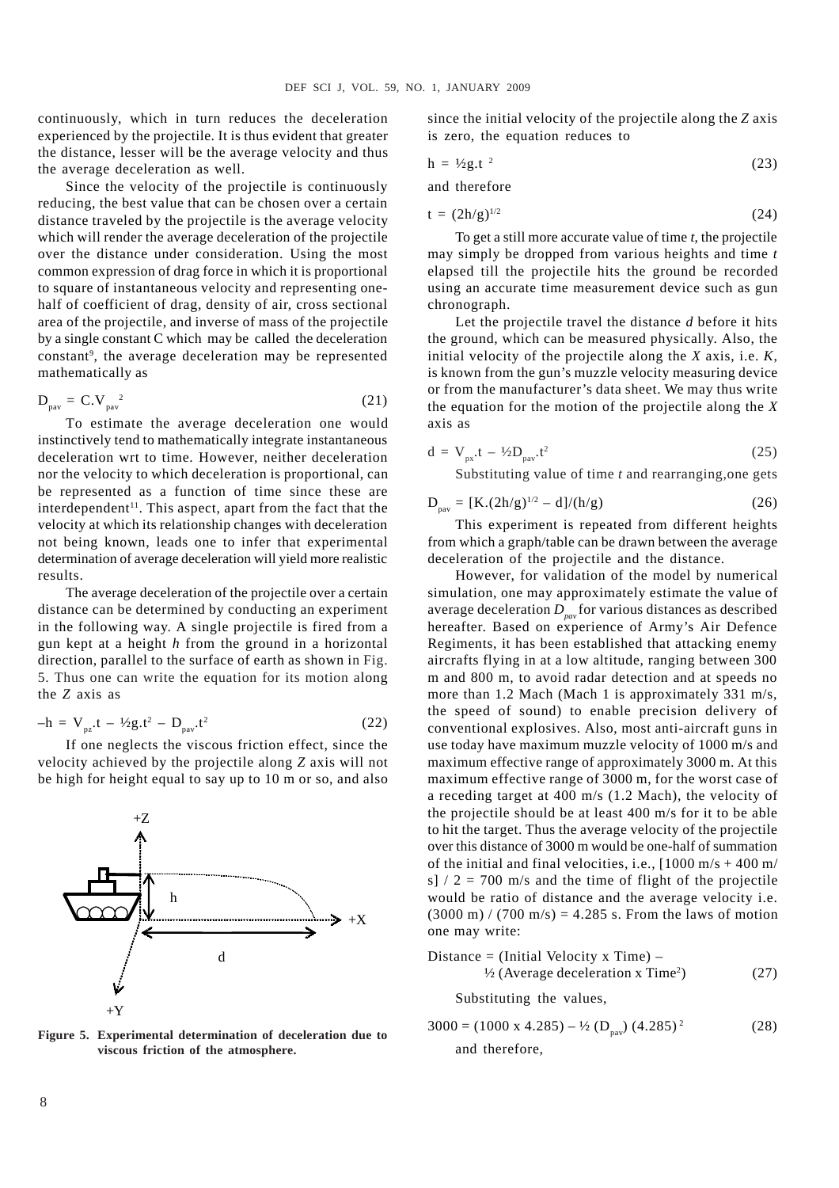continuously, which in turn reduces the deceleration experienced by the projectile. It is thus evident that greater the distance, lesser will be the average velocity and thus the average deceleration as well.

Since the velocity of the projectile is continuously reducing, the best value that can be chosen over a certain distance traveled by the projectile is the average velocity which will render the average deceleration of the projectile over the distance under consideration. Using the most common expression of drag force in which it is proportional to square of instantaneous velocity and representing one-half of coefficient of drag, density of air, cross sectional area of the projectile, and inverse of mass of the projectile by a single constant C which may be called the deceleration constant[9], the average deceleration may be represented mathematically as

$$D_{pav} = C.V_{pav}^{\ 2} \tag{21}$$

To estimate the average deceleration one would instinctively tend to mathematically integrate instantaneous deceleration wrt to time. However, neither deceleration nor the velocity to which deceleration is proportional, can be represented as a function of time since these are interdependent[11]. This aspect, apart from the fact that the velocity at which its relationship changes with deceleration not being known, leads one to infer that experimental determination of average deceleration will yield more realistic results.

The average deceleration of the projectile over a certain distance can be determined by conducting an experiment in the following way. A single projectile is fired from a gun kept at a height *h* from the ground in a horizontal direction, parallel to the surface of earth as shown in Fig. 5. Thus one can write the equation for its motion along the *Z* axis as

$$-h = V_{pz}.t - ½g.t^2 - D_{pav}.t^2 \tag{22}$$

If one neglects the viscous friction effect, since the velocity achieved by the projectile along *Z* axis will not be high for height equal to say up to 10 m or so, and also

**Figure 5. Experimental determination of deceleration due to viscous friction of the atmosphere.**

since the initial velocity of the projectile along the *Z* axis is zero, the equation reduces to

$$h = ½g.t^{\ 2} \tag{23}$$

and therefore

$$t = (2h/g)^{1/2} \tag{24}$$

To get a still more accurate value of time *t*, the projectile may simply be dropped from various heights and time *t* elapsed till the projectile hits the ground be recorded using an accurate time measurement device such as gun chronograph.

Let the projectile travel the distance *d* before it hits the ground, which can be measured physically. Also, the initial velocity of the projectile along the *X* axis, i.e. *K*, is known from the gun's muzzle velocity measuring device or from the manufacturer's data sheet. We may thus write the equation for the motion of the projectile along the *X* axis as

$$d = V_{px}.t - ½D_{pav}.t^2 \tag{25}$$

Substituting value of time *t* and rearranging,one gets

$$D_{pav} = [K.(2h/g)^{1/2} - d]/(h/g) \tag{26}$$

This experiment is repeated from different heights from which a graph/table can be drawn between the average deceleration of the projectile and the distance.

However, for validation of the model by numerical simulation, one may approximately estimate the value of average deceleration $D_{pav}$ for various distances as described hereafter. Based on experience of Army's Air Defence Regiments, it has been established that attacking enemy aircrafts flying in at a low altitude, ranging between 300 m and 800 m, to avoid radar detection and at speeds no more than 1.2 Mach (Mach 1 is approximately 331 m/s, the speed of sound) to enable precision delivery of conventional explosives. Also, most anti-aircraft guns in use today have maximum muzzle velocity of 1000 m/s and maximum effective range of approximately 3000 m. At this maximum effective range of 3000 m, for the worst case of a receding target at 400 m/s (1.2 Mach), the velocity of the projectile should be at least 400 m/s for it to be able to hit the target. Thus the average velocity of the projectile over this distance of 3000 m would be one-half of summation of the initial and final velocities, i.e., [1000 m/s + 400 m/s] / 2 = 700 m/s and the time of flight of the projectile would be ratio of distance and the average velocity i.e. (3000 m) / (700 m/s) = 4.285 s. From the laws of motion one may write:

$$\text{Distance} = (\text{Initial Velocity x Time}) - ½\,(\text{Average deceleration x Time}^2) \tag{27}$$

Substituting the values,

$$3000 = (1000 \times 4.285) - ½\,(D_{pav})\,(4.285)^{\,2} \tag{28}$$

and therefore,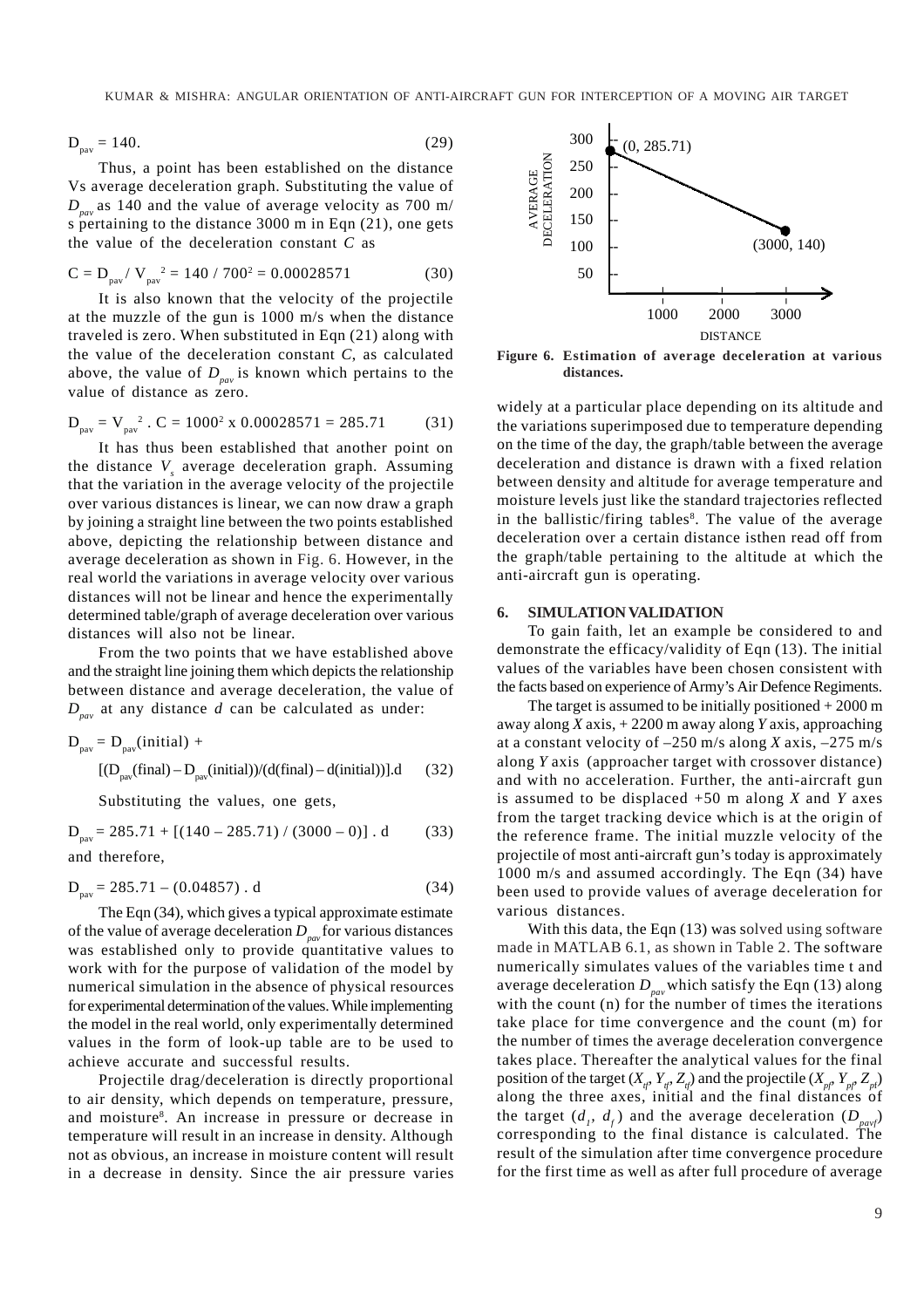$$D_{pav} = 140. \tag{29}$$

Thus, a point has been established on the distance Vs average deceleration graph. Substituting the value of $D_{pav}$ as 140 and the value of average velocity as 700 m/s pertaining to the distance 3000 m in Eqn (21), one gets the value of the deceleration constant $C$ as

$$C = D_{pav} / V_{pav}^2 = 140 / 700^2 = 0.00028571 \tag{30}$$

It is also known that the velocity of the projectile at the muzzle of the gun is 1000 m/s when the distance traveled is zero. When substituted in Eqn (21) along with the value of the deceleration constant $C$, as calculated above, the value of $D_{pav}$ is known which pertains to the value of distance as zero.

$$D_{pav} = V_{pav}^2 \cdot C = 1000^2 \times 0.00028571 = 285.71 \tag{31}$$

It has thus been established that another point on the distance $V_s$ average deceleration graph. Assuming that the variation in the average velocity of the projectile over various distances is linear, we can now draw a graph by joining a straight line between the two points established above, depicting the relationship between distance and average deceleration as shown in Fig. 6. However, in the real world the variations in average velocity over various distances will not be linear and hence the experimentally determined table/graph of average deceleration over various distances will also not be linear.

From the two points that we have established above and the straight line joining them which depicts the relationship between distance and average deceleration, the value of $D_{pav}$ at any distance $d$ can be calculated as under:

$$D_{pav} = D_{pav}(\text{initial}) + [(D_{pav}(\text{final}) - D_{pav}(\text{initial}))/(d(\text{final}) - d(\text{initial}))].d \tag{32}$$

Substituting the values, one gets,

$$D_{pav} = 285.71 + [(140 - 285.71) / (3000 - 0)] \cdot d \tag{33}$$

and therefore,

$$D_{pav} = 285.71 - (0.04857) \cdot d \tag{34}$$

The Eqn (34), which gives a typical approximate estimate of the value of average deceleration $D_{pav}$ for various distances was established only to provide quantitative values to work with for the purpose of validation of the model by numerical simulation in the absence of physical resources for experimental determination of the values. While implementing the model in the real world, only experimentally determined values in the form of look-up table are to be used to achieve accurate and successful results.

Projectile drag/deceleration is directly proportional to air density, which depends on temperature, pressure, and moisture[8]. An increase in pressure or decrease in temperature will result in an increase in density. Although not as obvious, an increase in moisture content will result in a decrease in density. Since the air pressure varies widely at a particular place depending on its altitude and the variations superimposed due to temperature depending on the time of the day, the graph/table between the average deceleration and distance is drawn with a fixed relation between density and altitude for average temperature and moisture levels just like the standard trajectories reflected in the ballistic/firing tables[8]. The value of the average deceleration over a certain distance isthen read off from the graph/table pertaining to the altitude at which the anti-aircraft gun is operating.

**Figure 6. Estimation of average deceleration at various distances.**

## 6. SIMULATION VALIDATION

To gain faith, let an example be considered to and demonstrate the efficacy/validity of Eqn (13). The initial values of the variables have been chosen consistent with the facts based on experience of Army's Air Defence Regiments.

The target is assumed to be initially positioned + 2000 m away along $X$ axis, + 2200 m away along $Y$ axis, approaching at a constant velocity of –250 m/s along $X$ axis, –275 m/s along $Y$ axis (approacher target with crossover distance) and with no acceleration. Further, the anti-aircraft gun is assumed to be displaced +50 m along $X$ and $Y$ axes from the target tracking device which is at the origin of the reference frame. The initial muzzle velocity of the projectile of most anti-aircraft gun's today is approximately 1000 m/s and assumed accordingly. The Eqn (34) have been used to provide values of average deceleration for various distances.

With this data, the Eqn (13) was solved using software made in MATLAB 6.1, as shown in Table 2. The software numerically simulates values of the variables time t and average deceleration $D_{pav}$ which satisfy the Eqn (13) along with the count (n) for the number of times the iterations take place for time convergence and the count (m) for the number of times the average deceleration convergence takes place. Thereafter the analytical values for the final position of the target ($X_{tf}$, $Y_{tf}$, $Z_{tf}$) and the projectile ($X_{pf}$, $Y_{pf}$, $Z_{pt}$) along the three axes, initial and the final distances of the target ($d_I$, $d_f$) and the average deceleration ($D_{pavf}$) corresponding to the final distance is calculated. The result of the simulation after time convergence procedure for the first time as well as after full procedure of average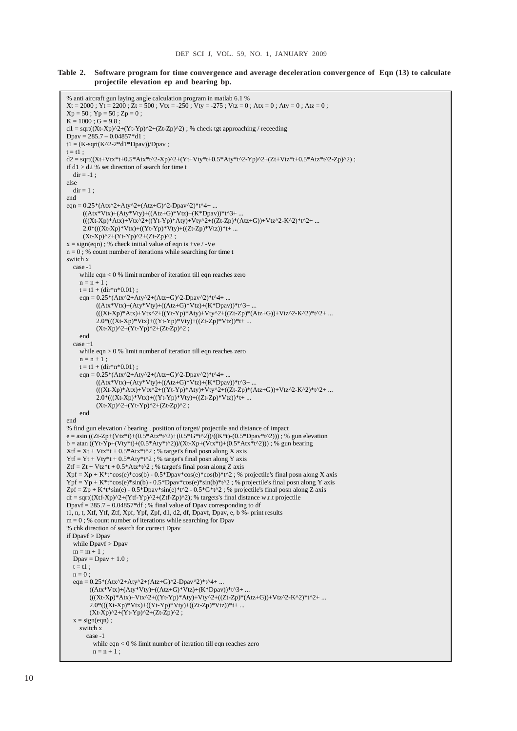**Table 2. Software program for time convergence and average deceleration convergence of Eqn (13) to calculate projectile elevation ep and bearing bp.**

```
% anti aircraft gun laying angle calculation program in matlab 6.1 %
Xt = 2000 ; Yt = 2200 ; Zt = 500 ; Vtx = -250 ; Vty = -275 ; Vtz = 0 ; Atx = 0 ; Aty = 0 ; Atz = 0 ;
Xp = 50 ; Yp = 50 ; Zp = 0 ;
K = 1000 ; G = 9.8 ;
d1 = sqrt((Xt-Xp)^2+(Yt-Yp)^2+(Zt-Zp)^2) ; % check tgt approaching / receeding
Dpav = 285.7 – 0.04857*d1 ;
t1 = (K-sqrt(K^2-2*d1*Dpav))/Dpav ;
t = t1 ;
d2 = sqrt((Xt+Vtx*t+0.5*Atx*t^2-Xp)^2+(Yt+Vty*t+0.5*Aty*t^2-Yp)^2+(Zt+Vtz*t+0.5*Atz*t^2-Zp)^2) ;
if d1 > d2 % set direction of search for time t
   dir = -1 ;
else
   dir = 1 ;
end
eqn = 0.25*(Atx^2+Aty^2+(Atz+G)^2-Dpav^2)*t^4+ ...
       ((Atx*Vtx)+(Aty*Vty)+((Atz+G)*Vtz)+(K*Dpav))*t^3+ ...
       (((Xt-Xp)*Atx)+Vtx^2+((Yt-Yp)*Aty)+Vty^2+((Zt-Zp)*(Atz+G))+Vtz^2-K^2)*t^2+ ...
       2.0*(((Xt-Xp)*Vtx)+((Yt-Yp)*Vty)+((Zt-Zp)*Vtz))*t+ ...
       (Xt-Xp)^2+(Yt-Yp)^2+(Zt-Zp)^2 ;
x = sign(eqn) ; % check initial value of eqn is +ve / -Ve
n = 0 ; % count number of iterations while searching for time t
switch x
   case -1
      while eqn < 0 % limit number of iteration till eqn reaches zero
      n = n + 1 ;
      t = t1 + (dir*n*0.01) ;
      eqn = 0.25*(Atx^2+Aty^2+(Atz+G)^2-Dpav^2)*t^4+ ...
             ((Atx*Vtx)+(Aty*Vty)+((Atz+G)*Vtz)+(K*Dpav))*t^3+ ...
             (((Xt-Xp)*Atx)+Vtx^2+((Yt-Yp)*Aty)+Vty^2+((Zt-Zp)*(Atz+G))+Vtz^2-K^2)*t^2+ ...
             2.0*(((Xt-Xp)*Vtx)+((Yt-Yp)*Vty)+((Zt-Zp)*Vtz))*t+ ...
             (Xt-Xp)^2+(Yt-Yp)^2+(Zt-Zp)^2 ;
      end
   case +1
      while eqn > 0 % limit number of iteration till eqn reaches zero
      n = n + 1 ;
      t = t1 + (dir*n*0.01) ;
      eqn = 0.25*(Atx^2+Aty^2+(Atz+G)^2-Dpav^2)*t^4+ ...
             ((Atx*Vtx)+(Aty*Vty)+((Atz+G)*Vtz)+(K*Dpav))*t^3+ ...
             (((Xt-Xp)*Atx)+Vtx^2+((Yt-Yp)*Aty)+Vty^2+((Zt-Zp)*(Atz+G))+Vtz^2-K^2)*t^2+ ...
             2.0*(((Xt-Xp)*Vtx)+((Yt-Yp)*Vty)+((Zt-Zp)*Vtz))*t+ ...
             (Xt-Xp)^2+(Yt-Yp)^2+(Zt-Zp)^2 ;
      end
end
% find gun elevation / bearing , position of target/ projectile and distance of impact
e = asin ((Zt-Zp+(Vtz*t)+(0.5*Atz*t^2)+(0.5*G*t^2))/((K*t)-(0.5*Dpav*t^2))) ; % gun elevation
b = atan ((Yt-Yp+(Vty*t)+(0.5*Aty*t^2))/(Xt-Xp+(Vtx*t)+(0.5*Atx*t^2))) ; % gun bearing
Xtf = Xt + Vtx*t + 0.5*Atx*t^2 ; % target's final posn along X axis
Ytf = Yt + Vty*t + 0.5*Aty*t^2 ; % target's final posn along Y axis
Ztf = Zt + Vtz*t + 0.5*Atz*t^2 ; % target's final posn along Z axis
Xpf = Xp + K*t*cos(e)*cos(b) - 0.5*Dpav*cos(e)*cos(b)*t^2 ; % projectile's final posn along X axis
Ypf = Yp + K*t*cos(e)*sin(b) - 0.5*Dpav*cos(e)*sin(b)*t^2 ; % projectile's final posn along Y axis
Zpf = Zp + K*t*sin(e) - 0.5*Dpav*sin(e)*t^2 - 0.5*G*t^2 ; % projectile's final posn along Z axis
df = sqrt((Xtf-Xp)^2+(Ytf-Yp)^2+(Ztf-Zp)^2); % targets's final distance w.r.t projectile
Dpavf = 285.7 – 0.04857*df ; % final value of Dpav corresponding to df
t1, n, t, Xtf, Ytf, Ztf, Xpf, Ypf, Zpf, d1, d2, df, Dpavf, Dpav, e, b %- print results
m = 0 ; % count number of iterations while searching for Dpav
% chk direction of search for correct Dpav
if Dpavf > Dpav
   while Dpavf > Dpav
   m = m + 1 ;
   Dpav = Dpav + 1.0 ;
   t = t1 ;
   n = 0 ;
   eqn = 0.25*(Atx^2+Aty^2+(Atz+G)^2-Dpav^2)*t^4+ ...
          ((Atx*Vtx)+(Aty*Vty)+((Atz+G)*Vtz)+(K*Dpav))*t^3+ ...
          (((Xt-Xp)*Atx)+Vtx^2+((Yt-Yp)*Aty)+Vty^2+((Zt-Zp)*(Atz+G))+Vtz^2-K^2)*t^2+ ...
          2.0*(((Xt-Xp)*Vtx)+((Yt-Yp)*Vty)+((Zt-Zp)*Vtz))*t+ ...
          (Xt-Xp)^2+(Yt-Yp)^2+(Zt-Zp)^2 ;
   x = sign(eqn) ;
      switch x
         case -1
            while eqn < 0 % limit number of iteration till eqn reaches zero
            n = n + 1 ;
```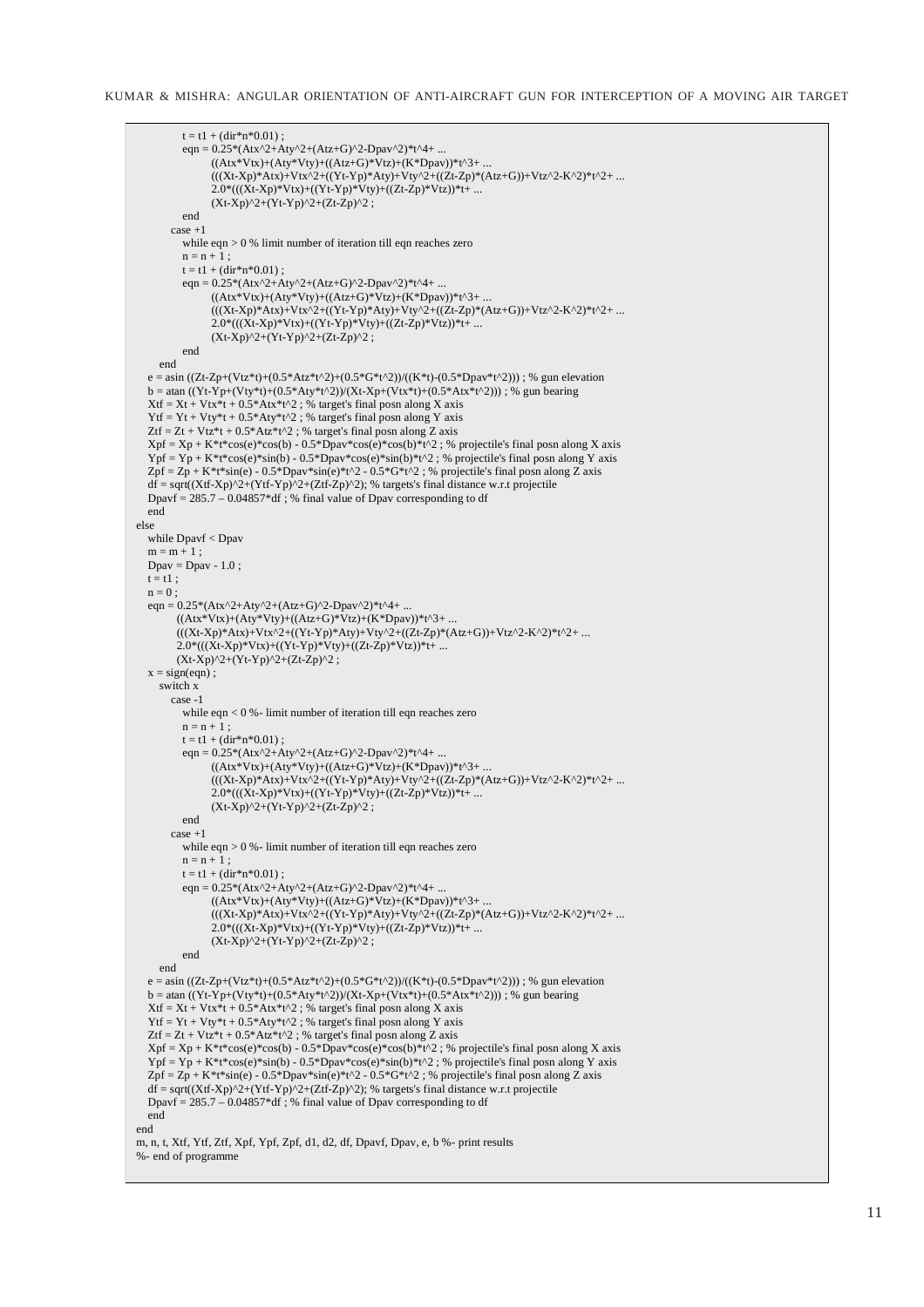```
            t = t1 + (dir*n*0.01) ;
            eqn = 0.25*(Atx^2+Aty^2+(Atz+G)^2-Dpav^2)*t^4+ ...
                  ((Atx*Vtx)+(Aty*Vty)+((Atz+G)*Vtz)+(K*Dpav))*t^3+ ...
                  (((Xt-Xp)*Atx)+Vtx^2+((Yt-Yp)*Aty)+Vty^2+((Zt-Zp)*(Atz+G))+Vtz^2-K^2)*t^2+ ...
                  2.0*(((Xt-Xp)*Vtx)+((Yt-Yp)*Vty)+((Zt-Zp)*Vtz))*t+ ...
                  (Xt-Xp)^2+(Yt-Yp)^2+(Zt-Zp)^2 ;
          end
        case +1
          while eqn > 0 % limit number of iteration till eqn reaches zero
          n = n + 1 ;
          t = t1 + (dir*n*0.01) ;
          eqn = 0.25*(Atx^2+Aty^2+(Atz+G)^2-Dpav^2)*t^4+ ...
                  ((Atx*Vtx)+(Aty*Vty)+((Atz+G)*Vtz)+(K*Dpav))*t^3+ ...
                  (((Xt-Xp)*Atx)+Vtx^2+((Yt-Yp)*Aty)+Vty^2+((Zt-Zp)*(Atz+G))+Vtz^2-K^2)*t^2+ ...
                  2.0*(((Xt-Xp)*Vtx)+((Yt-Yp)*Vty)+((Zt-Zp)*Vtz))*t+ ...
                  (Xt-Xp)^2+(Yt-Yp)^2+(Zt-Zp)^2 ;
          end
      end
    e = asin ((Zt-Zp+(Vtz*t)+(0.5*Atz*t^2)+(0.5*G*t^2))/((K*t)-(0.5*Dpav*t^2))) ; % gun elevation
    b = atan ((Yt-Yp+(Vty*t)+(0.5*Aty*t^2))/(Xt-Xp+(Vtx*t)+(0.5*Atx*t^2))) ; % gun bearing
    Xtf = Xt + Vtx*t + 0.5*Atx*t^2 ; % target's final posn along X axis
    Ytf = Yt + Vty*t + 0.5*Aty*t^2 ; % target's final posn along Y axis
    Ztf = Zt + Vtz*t + 0.5*Atz*t^2 ; % target's final posn along Z axis
    Xpf = Xp + K*t*cos(e)*cos(b) - 0.5*Dpav*cos(e)*cos(b)*t^2 ; % projectile's final posn along X axis
    Ypf = Yp + K*t*cos(e)*sin(b) - 0.5*Dpav*cos(e)*sin(b)*t^2 ; % projectile's final posn along Y axis
    Zpf = Zp + K*t*sin(e) - 0.5*Dpav*sin(e)*t^2 - 0.5*G*t^2 ; % projectile's final posn along Z axis
    df = sqrt((Xtf-Xp)^2+(Ytf-Yp)^2+(Ztf-Zp)^2); % targets's final distance w.r.t projectile
    Dpavf = 285.7 – 0.04857*df ; % final value of Dpav corresponding to df
    end
else
    while Dpavf < Dpav
    m = m + 1 ;
    Dpav = Dpav - 1.0 ;
    t = t1 ;
    n = 0 ;
    eqn = 0.25*(Atx^2+Aty^2+(Atz+G)^2-Dpav^2)*t^4+ ...
          ((Atx*Vtx)+(Aty*Vty)+((Atz+G)*Vtz)+(K*Dpav))*t^3+ ...
          (((Xt-Xp)*Atx)+Vtx^2+((Yt-Yp)*Aty)+Vty^2+((Zt-Zp)*(Atz+G))+Vtz^2-K^2)*t^2+ ...
          2.0*(((Xt-Xp)*Vtx)+((Yt-Yp)*Vty)+((Zt-Zp)*Vtz))*t+ ...
          (Xt-Xp)^2+(Yt-Yp)^2+(Zt-Zp)^2 ;
    x = sign(eqn) ;
      switch x
        case -1
          while eqn < 0 %- limit number of iteration till eqn reaches zero
          n = n + 1 ;
          t = t1 + (dir*n*0.01) ;
          eqn = 0.25*(Atx^2+Aty^2+(Atz+G)^2-Dpav^2)*t^4+ ...
                  ((Atx*Vtx)+(Aty*Vty)+((Atz+G)*Vtz)+(K*Dpav))*t^3+ ...
                  (((Xt-Xp)*Atx)+Vtx^2+((Yt-Yp)*Aty)+Vty^2+((Zt-Zp)*(Atz+G))+Vtz^2-K^2)*t^2+ ...
                  2.0*(((Xt-Xp)*Vtx)+((Yt-Yp)*Vty)+((Zt-Zp)*Vtz))*t+ ...
                  (Xt-Xp)^2+(Yt-Yp)^2+(Zt-Zp)^2 ;
          end
        case +1
          while eqn > 0 %- limit number of iteration till eqn reaches zero
          n = n + 1 ;
          t = t1 + (dir*n*0.01) ;
          eqn = 0.25*(Atx^2+Aty^2+(Atz+G)^2-Dpav^2)*t^4+ ...
                  ((Atx*Vtx)+(Aty*Vty)+((Atz+G)*Vtz)+(K*Dpav))*t^3+ ...
                  (((Xt-Xp)*Atx)+Vtx^2+((Yt-Yp)*Aty)+Vty^2+((Zt-Zp)*(Atz+G))+Vtz^2-K^2)*t^2+ ...
                  2.0*(((Xt-Xp)*Vtx)+((Yt-Yp)*Vty)+((Zt-Zp)*Vtz))*t+ ...
                  (Xt-Xp)^2+(Yt-Yp)^2+(Zt-Zp)^2 ;
          end
      end
    e = asin ((Zt-Zp+(Vtz*t)+(0.5*Atz*t^2)+(0.5*G*t^2))/((K*t)-(0.5*Dpav*t^2))) ; % gun elevation
    b = atan ((Yt-Yp+(Vty*t)+(0.5*Aty*t^2))/(Xt-Xp+(Vtx*t)+(0.5*Atx*t^2))) ; % gun bearing
    Xtf = Xt + Vtx*t + 0.5*Atx*t^2 ; % target's final posn along X axis
    Ytf = Yt + Vty*t + 0.5*Aty*t^2 ; % target's final posn along Y axis
    Ztf = Zt + Vtz*t + 0.5*Atz*t^2 ; % target's final posn along Z axis
    Xpf = Xp + K*t*cos(e)*cos(b) - 0.5*Dpav*cos(e)*cos(b)*t^2 ; % projectile's final posn along X axis
    Ypf = Yp + K*t*cos(e)*sin(b) - 0.5*Dpav*cos(e)*sin(b)*t^2 ; % projectile's final posn along Y axis
    Zpf = Zp + K*t*sin(e) - 0.5*Dpav*sin(e)*t^2 - 0.5*G*t^2 ; % projectile's final posn along Z axis
    df = sqrt((Xtf-Xp)^2+(Ytf-Yp)^2+(Ztf-Zp)^2); % targets's final distance w.r.t projectile
    Dpavf = 285.7 – 0.04857*df ; % final value of Dpav corresponding to df
    end
end
m, n, t, Xtf, Ytf, Ztf, Xpf, Ypf, Zpf, d1, d2, df, Dpavf, Dpav, e, b %- print results
%- end of programme
```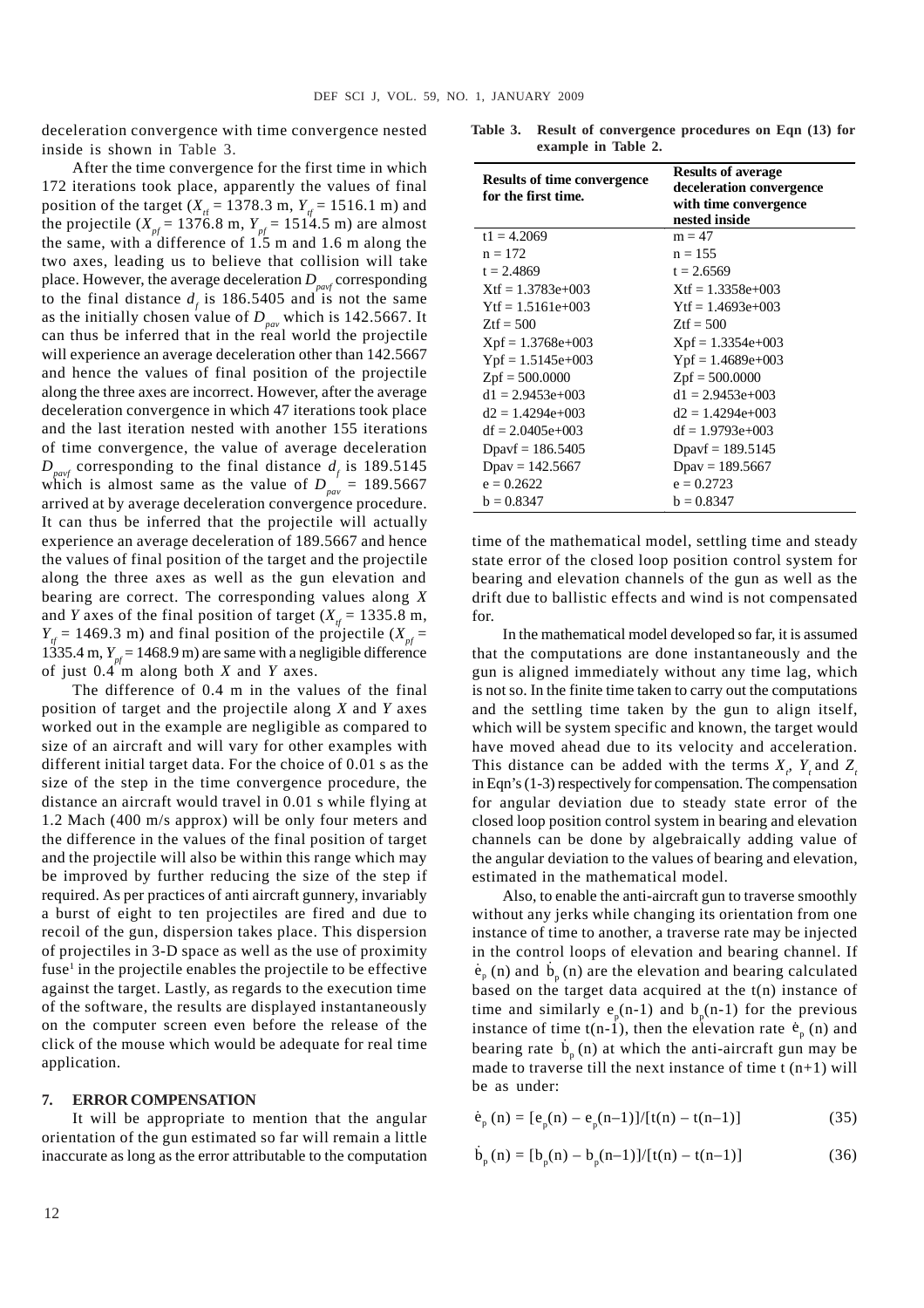deceleration convergence with time convergence nested inside is shown in Table 3.

After the time convergence for the first time in which 172 iterations took place, apparently the values of final position of the target ($X_{tf}$ = 1378.3 m, $Y_{tf}$ = 1516.1 m) and the projectile ($X_{pf}$ = 1376.8 m, $Y_{pf}$ = 1514.5 m) are almost the same, with a difference of 1.5 m and 1.6 m along the two axes, leading us to believe that collision will take place. However, the average deceleration $D_{pavf}$ corresponding to the final distance $d_f$ is 186.5405 and is not the same as the initially chosen value of $D_{pav}$ which is 142.5667. It can thus be inferred that in the real world the projectile will experience an average deceleration other than 142.5667 and hence the values of final position of the projectile along the three axes are incorrect. However, after the average deceleration convergence in which 47 iterations took place and the last iteration nested with another 155 iterations of time convergence, the value of average deceleration $D_{pavf}$ corresponding to the final distance $d_f$ is 189.5145 which is almost same as the value of $D_{pav}$ = 189.5667 arrived at by average deceleration convergence procedure. It can thus be inferred that the projectile will actually experience an average deceleration of 189.5667 and hence the values of final position of the target and the projectile along the three axes as well as the gun elevation and bearing are correct. The corresponding values along $X$ and $Y$ axes of the final position of target ($X_{tf}$ = 1335.8 m, $Y_{tf}$ = 1469.3 m) and final position of the projectile ($X_{pf}$ = 1335.4 m, $Y_{pf}$ = 1468.9 m) are same with a negligible difference of just 0.4 m along both $X$ and $Y$ axes.

The difference of 0.4 m in the values of the final position of target and the projectile along $X$ and $Y$ axes worked out in the example are negligible as compared to size of an aircraft and will vary for other examples with different initial target data. For the choice of 0.01 s as the size of the step in the time convergence procedure, the distance an aircraft would travel in 0.01 s while flying at 1.2 Mach (400 m/s approx) will be only four meters and the difference in the values of the final position of target and the projectile will also be within this range which may be improved by further reducing the size of the step if required. As per practices of anti aircraft gunnery, invariably a burst of eight to ten projectiles are fired and due to recoil of the gun, dispersion takes place. This dispersion of projectiles in 3-D space as well as the use of proximity fuse[1] in the projectile enables the projectile to be effective against the target. Lastly, as regards to the execution time of the software, the results are displayed instantaneously on the computer screen even before the release of the click of the mouse which would be adequate for real time application.

## 7. ERROR COMPENSATION

It will be appropriate to mention that the angular orientation of the gun estimated so far will remain a little inaccurate as long as the error attributable to the computation time of the mathematical model, settling time and steady state error of the closed loop position control system for bearing and elevation channels of the gun as well as the drift due to ballistic effects and wind is not compensated for.

**Table 3. Result of convergence procedures on Eqn (13) for example in Table 2.**

| Results of time convergence for the first time. | Results of average deceleration convergence with time convergence nested inside |
|---|---|
| t1 = 4.2069 | m = 47 |
| n = 172 | n = 155 |
| t = 2.4869 | t = 2.6569 |
| Xtf = 1.3783e+003 | Xtf = 1.3358e+003 |
| Ytf = 1.5161e+003 | Ytf = 1.4693e+003 |
| Ztf = 500 | Ztf = 500 |
| Xpf = 1.3768e+003 | Xpf = 1.3354e+003 |
| Ypf = 1.5145e+003 | Ypf = 1.4689e+003 |
| Zpf = 500.0000 | Zpf = 500.0000 |
| d1 = 2.9453e+003 | d1 = 2.9453e+003 |
| d2 = 1.4294e+003 | d2 = 1.4294e+003 |
| df = 2.0405e+003 | df = 1.9793e+003 |
| Dpavf = 186.5405 | Dpavf = 189.5145 |
| Dpav = 142.5667 | Dpav = 189.5667 |
| e = 0.2622 | e = 0.2723 |
| b = 0.8347 | b = 0.8347 |

In the mathematical model developed so far, it is assumed that the computations are done instantaneously and the gun is aligned immediately without any time lag, which is not so. In the finite time taken to carry out the computations and the settling time taken by the gun to align itself, which will be system specific and known, the target would have moved ahead due to its velocity and acceleration. This distance can be added with the terms $X_t$, $Y_t$ and $Z_t$ in Eqn's (1-3) respectively for compensation. The compensation for angular deviation due to steady state error of the closed loop position control system in bearing and elevation channels can be done by algebraically adding value of the angular deviation to the values of bearing and elevation, estimated in the mathematical model.

Also, to enable the anti-aircraft gun to traverse smoothly without any jerks while changing its orientation from one instance of time to another, a traverse rate may be injected in the control loops of elevation and bearing channel. If $\dot{e}_p(n)$ and $\dot{b}_p(n)$ are the elevation and bearing calculated based on the target data acquired at the t(n) instance of time and similarly $e_p$(n-1) and $b_p$(n-1) for the previous instance of time t(n-1), then the elevation rate $\dot{e}_p(n)$ and bearing rate $\dot{b}_p(n)$ at which the anti-aircraft gun may be made to traverse till the next instance of time t (n+1) will be as under:

$$\dot{e}_p(n) = [e_p(n) - e_p(n-1)]/[t(n) - t(n-1)] \tag{35}$$

$$\dot{b}_p(n) = [b_p(n) - b_p(n-1)]/[t(n) - t(n-1)] \tag{36}$$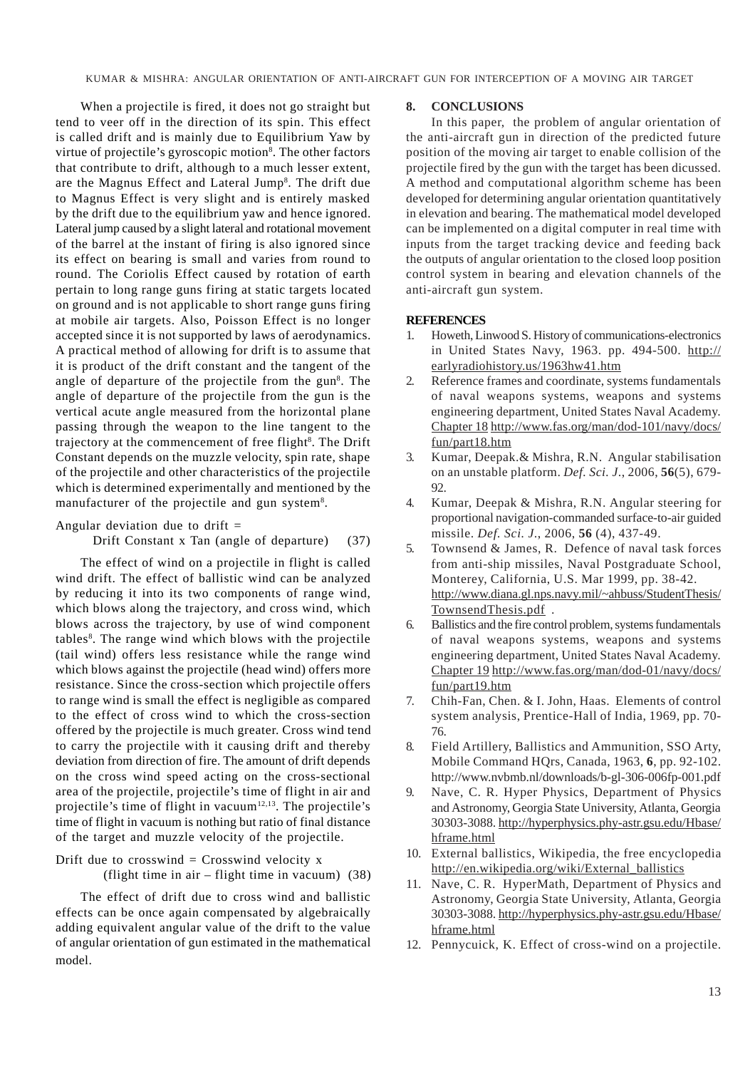When a projectile is fired, it does not go straight but tend to veer off in the direction of its spin. This effect is called drift and is mainly due to Equilibrium Yaw by virtue of projectile's gyroscopic motion[8]. The other factors that contribute to drift, although to a much lesser extent, are the Magnus Effect and Lateral Jump[8]. The drift due to Magnus Effect is very slight and is entirely masked by the drift due to the equilibrium yaw and hence ignored. Lateral jump caused by a slight lateral and rotational movement of the barrel at the instant of firing is also ignored since its effect on bearing is small and varies from round to round. The Coriolis Effect caused by rotation of earth pertain to long range guns firing at static targets located on ground and is not applicable to short range guns firing at mobile air targets. Also, Poisson Effect is no longer accepted since it is not supported by laws of aerodynamics. A practical method of allowing for drift is to assume that it is product of the drift constant and the tangent of the angle of departure of the projectile from the gun[8]. The angle of departure of the projectile from the gun is the vertical acute angle measured from the horizontal plane passing through the weapon to the line tangent to the trajectory at the commencement of free flight[8]. The Drift Constant depends on the muzzle velocity, spin rate, shape of the projectile and other characteristics of the projectile which is determined experimentally and mentioned by the manufacturer of the projectile and gun system[8].

Angular deviation due to drift =

$$\text{Drift Constant} \times \text{Tan (angle of departure)} \quad (37)$$

The effect of wind on a projectile in flight is called wind drift. The effect of ballistic wind can be analyzed by reducing it into its two components of range wind, which blows along the trajectory, and cross wind, which blows across the trajectory, by use of wind component tables[8]. The range wind which blows with the projectile (tail wind) offers less resistance while the range wind which blows against the projectile (head wind) offers more resistance. Since the cross-section which projectile offers to range wind is small the effect is negligible as compared to the effect of cross wind to which the cross-section offered by the projectile is much greater. Cross wind tend to carry the projectile with it causing drift and thereby deviation from direction of fire. The amount of drift depends on the cross wind speed acting on the cross-sectional area of the projectile, projectile's time of flight in air and projectile's time of flight in vacuum[12,13]. The projectile's time of flight in vacuum is nothing but ratio of final distance of the target and muzzle velocity of the projectile.

$$\text{Drift due to crosswind} = \text{Crosswind velocity} \times (\text{flight time in air} - \text{flight time in vacuum}) \quad (38)$$

The effect of drift due to cross wind and ballistic effects can be once again compensated by algebraically adding equivalent angular value of the drift to the value of angular orientation of gun estimated in the mathematical model.

## 8. CONCLUSIONS

In this paper, the problem of angular orientation of the anti-aircraft gun in direction of the predicted future position of the moving air target to enable collision of the projectile fired by the gun with the target has been dicussed. A method and computational algorithm scheme has been developed for determining angular orientation quantitatively in elevation and bearing. The mathematical model developed can be implemented on a digital computer in real time with inputs from the target tracking device and feeding back the outputs of angular orientation to the closed loop position control system in bearing and elevation channels of the anti-aircraft gun system.

## REFERENCES

1. Howeth, Linwood S. History of communications-electronics in United States Navy, 1963. pp. 494-500. http://earlyradiohistory.us/1963hw41.htm
2. Reference frames and coordinate, systems fundamentals of naval weapons systems, weapons and systems engineering department, United States Naval Academy. Chapter 18 http://www.fas.org/man/dod-101/navy/docs/fun/part18.htm
3. Kumar, Deepak.& Mishra, R.N. Angular stabilisation on an unstable platform. *Def. Sci. J.*, 2006, **56**(5), 679-92.
4. Kumar, Deepak & Mishra, R.N. Angular steering for proportional navigation-commanded surface-to-air guided missile. *Def. Sci. J.*, 2006, **56** (4), 437-49.
5. Townsend & James, R. Defence of naval task forces from anti-ship missiles, Naval Postgraduate School, Monterey, California, U.S. Mar 1999, pp. 38-42. http://www.diana.gl.nps.navy.mil/~ahbuss/StudentThesis/TownsendThesis.pdf .
6. Ballistics and the fire control problem, systems fundamentals of naval weapons systems, weapons and systems engineering department, United States Naval Academy. Chapter 19 http://www.fas.org/man/dod-01/navy/docs/fun/part19.htm
7. Chih-Fan, Chen. & I. John, Haas. Elements of control system analysis, Prentice-Hall of India, 1969, pp. 70-76.
8. Field Artillery, Ballistics and Ammunition, SSO Arty, Mobile Command HQrs, Canada, 1963, **6**, pp. 92-102. http://www.nvbmb.nl/downloads/b-gl-306-006fp-001.pdf
9. Nave, C. R. Hyper Physics, Department of Physics and Astronomy, Georgia State University, Atlanta, Georgia 30303-3088. http://hyperphysics.phy-astr.gsu.edu/Hbase/hframe.html
10. External ballistics, Wikipedia, the free encyclopedia http://en.wikipedia.org/wiki/External_ballistics
11. Nave, C. R. HyperMath, Department of Physics and Astronomy, Georgia State University, Atlanta, Georgia 30303-3088. http://hyperphysics.phy-astr.gsu.edu/Hbase/hframe.html
12. Pennycuick, K. Effect of cross-wind on a projectile.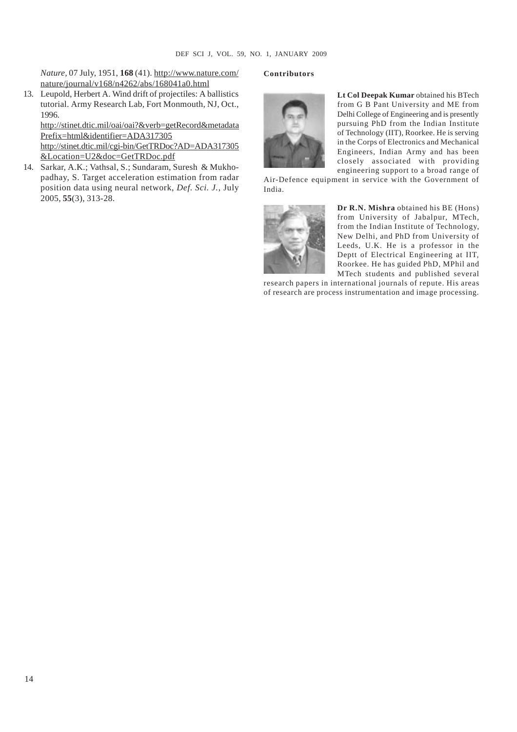*Nature*, 07 July, 1951, **168** (41). http://www.nature.com/nature/journal/v168/n4262/abs/168041a0.html

13. Leupold, Herbert A. Wind drift of projectiles: A ballistics tutorial. Army Research Lab, Fort Monmouth, NJ, Oct., 1996. http://stinet.dtic.mil/oai/oai?&verb=getRecord&metadataPrefix=html&identifier=ADA317305 http://stinet.dtic.mil/cgi-bin/GetTRDoc?AD=ADA317305&Location=U2&doc=GetTRDoc.pdf
14. Sarkar, A.K.; Vathsal, S.; Sundaram, Suresh & Mukhopadhay, S. Target acceleration estimation from radar position data using neural network, *Def. Sci. J.*, July 2005, **55**(3), 313-28.

**Contributors**

**Lt Col Deepak Kumar** obtained his BTech from G B Pant University and ME from Delhi College of Engineering and is presently pursuing PhD from the Indian Institute of Technology (IIT), Roorkee. He is serving in the Corps of Electronics and Mechanical Engineers, Indian Army and has been closely associated with providing engineering support to a broad range of Air-Defence equipment in service with the Government of India.

**Dr R.N. Mishra** obtained his BE (Hons) from University of Jabalpur, MTech, from the Indian Institute of Technology, New Delhi, and PhD from University of Leeds, U.K. He is a professor in the Deptt of Electrical Engineering at IIT, Roorkee. He has guided PhD, MPhil and MTech students and published several research papers in international journals of repute. His areas of research are process instrumentation and image processing.